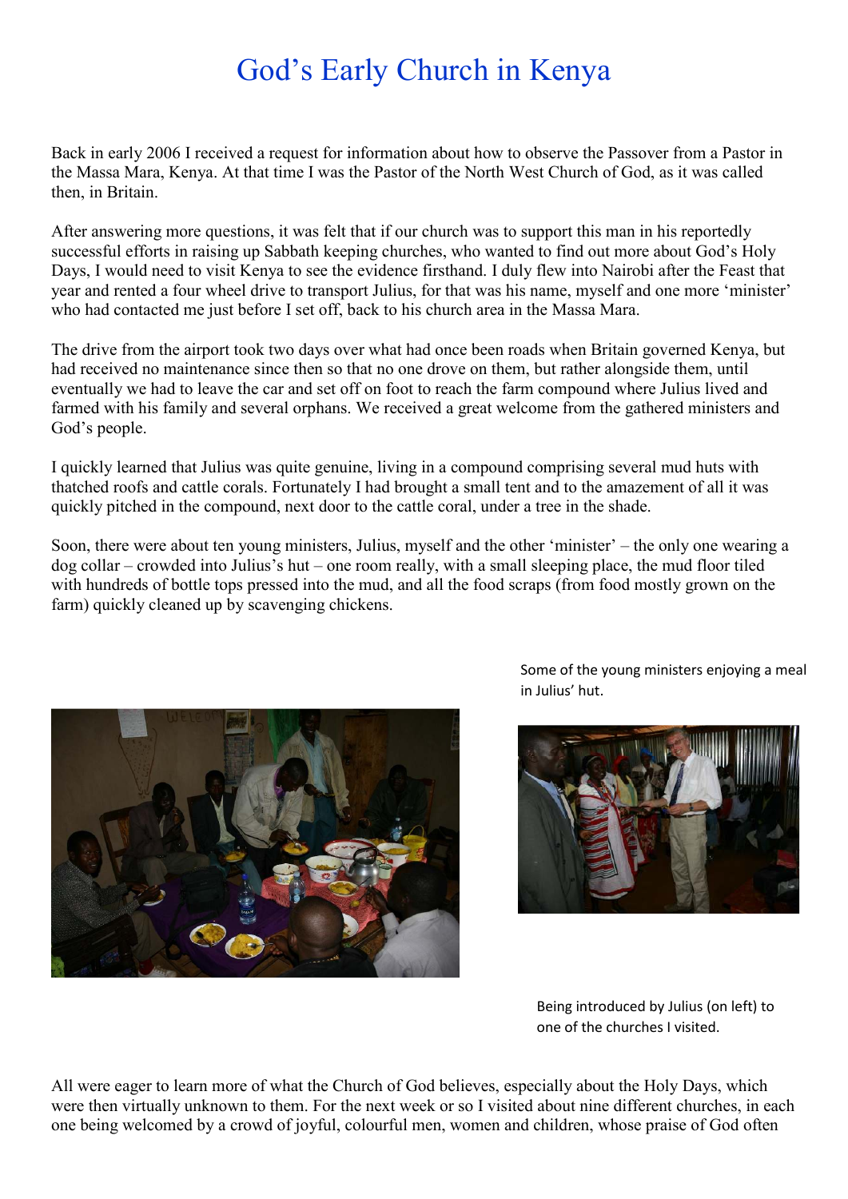# God's Early Church in Kenya

Back in early 2006 I received a request for information about how to observe the Passover from a Pastor in the Massa Mara, Kenya. At that time I was the Pastor of the North West Church of God, as it was called then, in Britain.

After answering more questions, it was felt that if our church was to support this man in his reportedly successful efforts in raising up Sabbath keeping churches, who wanted to find out more about God's Holy Days, I would need to visit Kenya to see the evidence firsthand. I duly flew into Nairobi after the Feast that year and rented a four wheel drive to transport Julius, for that was his name, myself and one more 'minister' who had contacted me just before I set off, back to his church area in the Massa Mara.

The drive from the airport took two days over what had once been roads when Britain governed Kenya, but had received no maintenance since then so that no one drove on them, but rather alongside them, until eventually we had to leave the car and set off on foot to reach the farm compound where Julius lived and farmed with his family and several orphans. We received a great welcome from the gathered ministers and God's people.

I quickly learned that Julius was quite genuine, living in a compound comprising several mud huts with thatched roofs and cattle corals. Fortunately I had brought a small tent and to the amazement of all it was quickly pitched in the compound, next door to the cattle coral, under a tree in the shade.

Soon, there were about ten young ministers, Julius, myself and the other 'minister' – the only one wearing a dog collar – crowded into Julius's hut – one room really, with a small sleeping place, the mud floor tiled with hundreds of bottle tops pressed into the mud, and all the food scraps (from food mostly grown on the farm) quickly cleaned up by scavenging chickens.

Some of the young ministers enjoying a meal in Julius' hut.

Being introduced by Julius (on left) to one of the churches I visited.

All were eager to learn more of what the Church of God believes, especially about the Holy Days, which were then virtually unknown to them. For the next week or so I visited about nine different churches, in each one being welcomed by a crowd of joyful, colourful men, women and children, whose praise of God often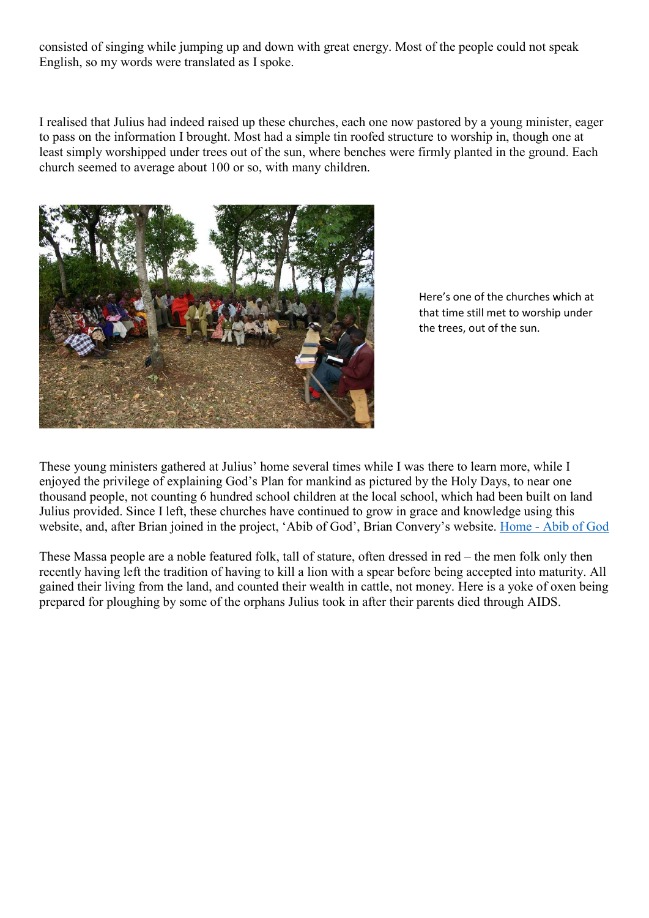consisted of singing while jumping up and down with great energy. Most of the people could not speak English, so my words were translated as I spoke.

I realised that Julius had indeed raised up these churches, each one now pastored by a young minister, eager to pass on the information I brought. Most had a simple tin roofed structure to worship in, though one at least simply worshipped under trees out of the sun, where benches were firmly planted in the ground. Each church seemed to average about 100 or so, with many children.

Here's one of the churches which at that time still met to worship under the trees, out of the sun.

These young ministers gathered at Julius' home several times while I was there to learn more, while I enjoyed the privilege of explaining God's Plan for mankind as pictured by the Holy Days, to near one thousand people, not counting 6 hundred school children at the local school, which had been built on land Julius provided. Since I left, these churches have continued to grow in grace and knowledge using this website, and, after Brian joined in the project, 'Abib of God', Brian Convery's website. [Home - Abib of God]

These Massa people are a noble featured folk, tall of stature, often dressed in red – the men folk only then recently having left the tradition of having to kill a lion with a spear before being accepted into maturity. All gained their living from the land, and counted their wealth in cattle, not money. Here is a yoke of oxen being prepared for ploughing by some of the orphans Julius took in after their parents died through AIDS.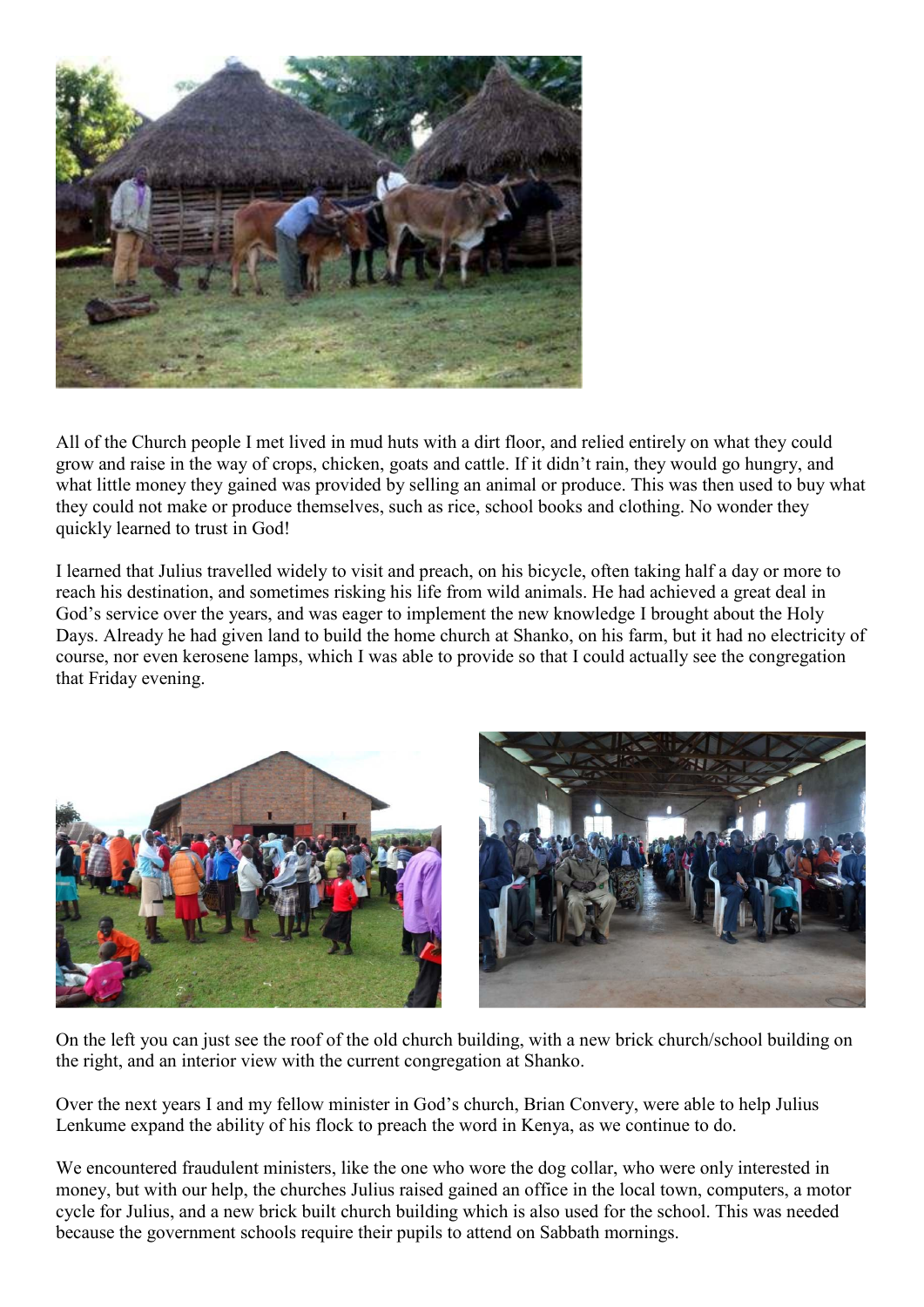All of the Church people I met lived in mud huts with a dirt floor, and relied entirely on what they could grow and raise in the way of crops, chicken, goats and cattle. If it didn't rain, they would go hungry, and what little money they gained was provided by selling an animal or produce. This was then used to buy what they could not make or produce themselves, such as rice, school books and clothing. No wonder they quickly learned to trust in God!

I learned that Julius travelled widely to visit and preach, on his bicycle, often taking half a day or more to reach his destination, and sometimes risking his life from wild animals. He had achieved a great deal in God's service over the years, and was eager to implement the new knowledge I brought about the Holy Days. Already he had given land to build the home church at Shanko, on his farm, but it had no electricity of course, nor even kerosene lamps, which I was able to provide so that I could actually see the congregation that Friday evening.

On the left you can just see the roof of the old church building, with a new brick church/school building on the right, and an interior view with the current congregation at Shanko.

Over the next years I and my fellow minister in God's church, Brian Convery, were able to help Julius Lenkume expand the ability of his flock to preach the word in Kenya, as we continue to do.

We encountered fraudulent ministers, like the one who wore the dog collar, who were only interested in money, but with our help, the churches Julius raised gained an office in the local town, computers, a motor cycle for Julius, and a new brick built church building which is also used for the school. This was needed because the government schools require their pupils to attend on Sabbath mornings.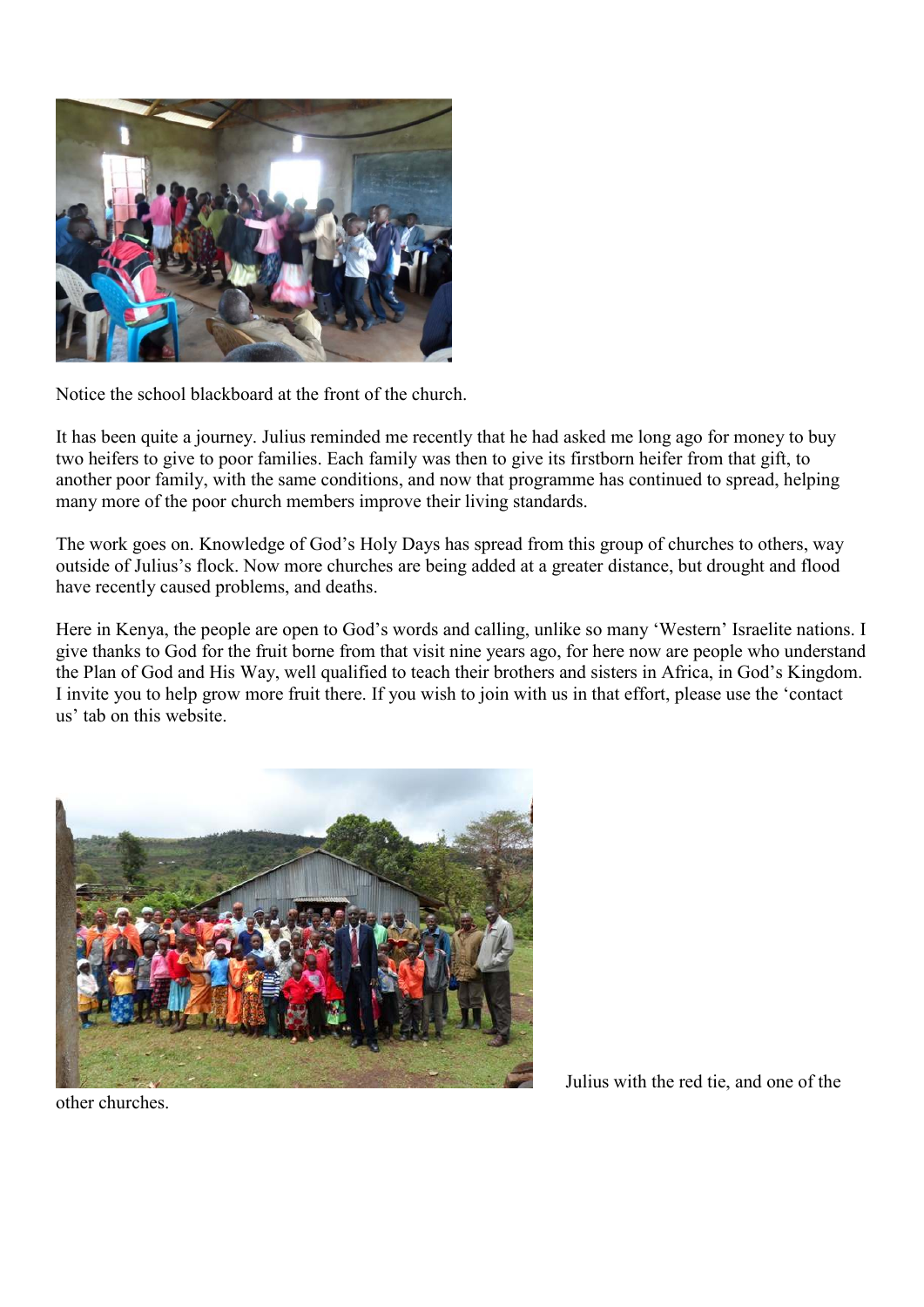Notice the school blackboard at the front of the church.

It has been quite a journey. Julius reminded me recently that he had asked me long ago for money to buy two heifers to give to poor families. Each family was then to give its firstborn heifer from that gift, to another poor family, with the same conditions, and now that programme has continued to spread, helping many more of the poor church members improve their living standards.

The work goes on. Knowledge of God's Holy Days has spread from this group of churches to others, way outside of Julius's flock. Now more churches are being added at a greater distance, but drought and flood have recently caused problems, and deaths.

Here in Kenya, the people are open to God's words and calling, unlike so many 'Western' Israelite nations. I give thanks to God for the fruit borne from that visit nine years ago, for here now are people who understand the Plan of God and His Way, well qualified to teach their brothers and sisters in Africa, in God's Kingdom. I invite you to help grow more fruit there. If you wish to join with us in that effort, please use the 'contact us' tab on this website.

Julius with the red tie, and one of the other churches.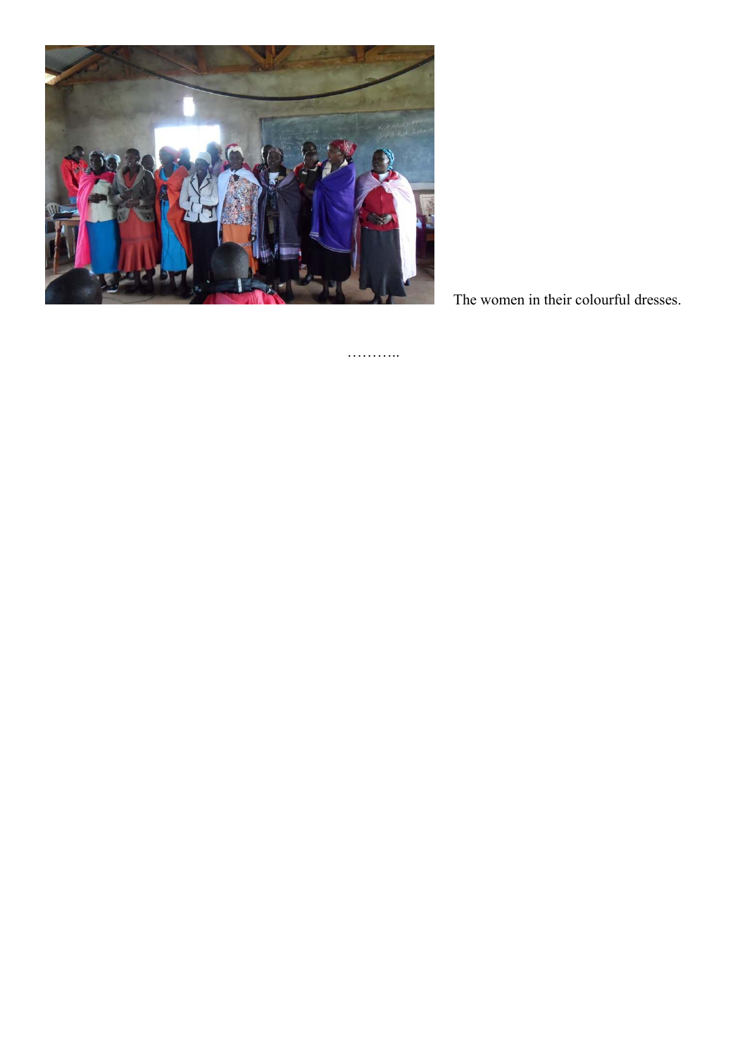The women in their colourful dresses.

………..